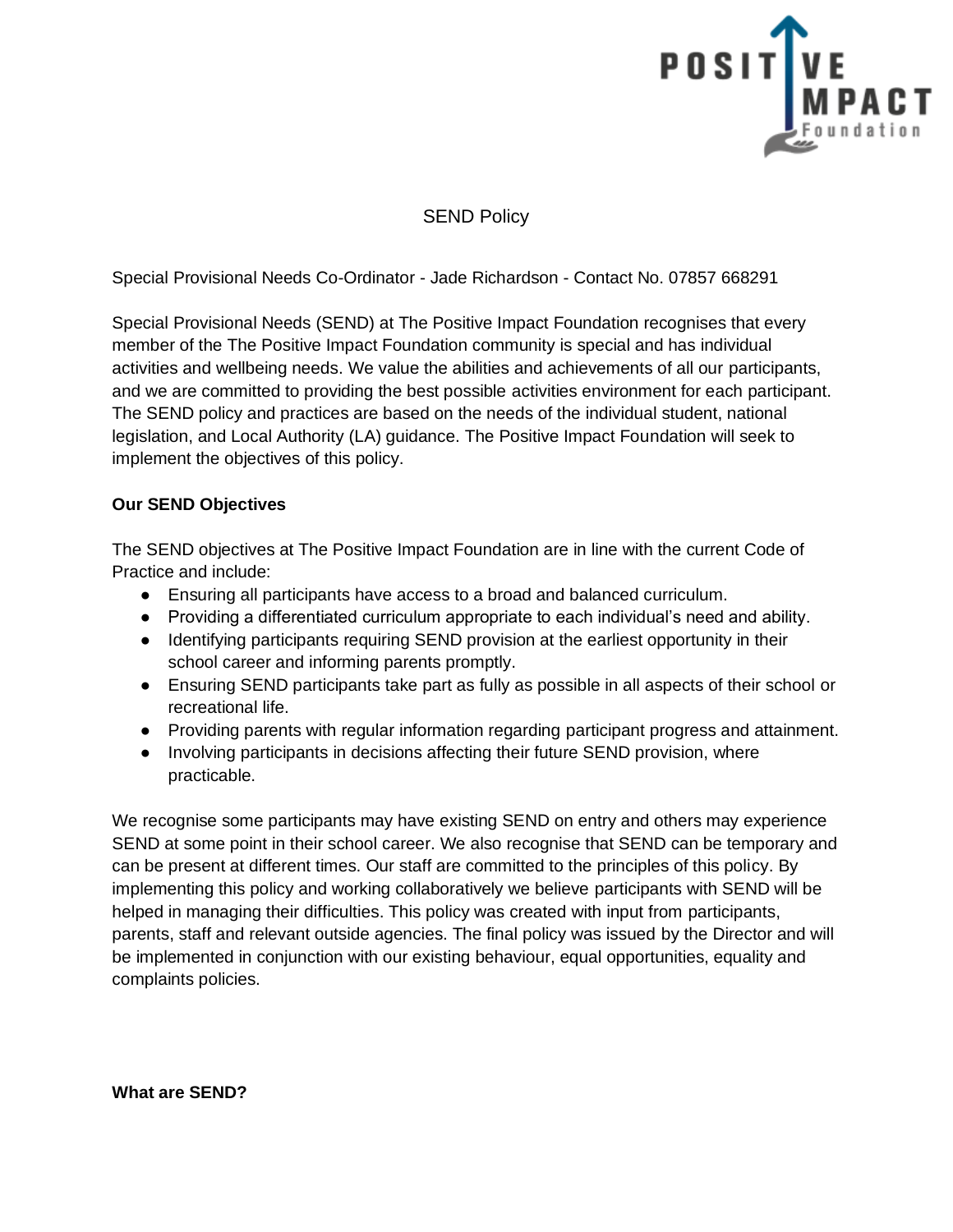# SEND Policy

Special Provisional Needs Co-Ordinator - Jade Richardson - Contact No. 07857 668291

Special Provisional Needs (SEND) at The Positive Impact Foundation recognises that every member of the The Positive Impact Foundation community is special and has individual activities and wellbeing needs. We value the abilities and achievements of all our participants, and we are committed to providing the best possible activities environment for each participant. The SEND policy and practices are based on the needs of the individual student, national legislation, and Local Authority (LA) guidance. The Positive Impact Foundation will seek to implement the objectives of this policy.

**Our SEND Objectives**

The SEND objectives at The Positive Impact Foundation are in line with the current Code of Practice and include:

- Ensuring all participants have access to a broad and balanced curriculum.
- Providing a differentiated curriculum appropriate to each individual's need and ability.
- Identifying participants requiring SEND provision at the earliest opportunity in their school career and informing parents promptly.
- Ensuring SEND participants take part as fully as possible in all aspects of their school or recreational life.
- Providing parents with regular information regarding participant progress and attainment.
- Involving participants in decisions affecting their future SEND provision, where practicable.

We recognise some participants may have existing SEND on entry and others may experience SEND at some point in their school career. We also recognise that SEND can be temporary and can be present at different times. Our staff are committed to the principles of this policy. By implementing this policy and working collaboratively we believe participants with SEND will be helped in managing their difficulties. This policy was created with input from participants, parents, staff and relevant outside agencies. The final policy was issued by the Director and will be implemented in conjunction with our existing behaviour, equal opportunities, equality and complaints policies.

**What are SEND?**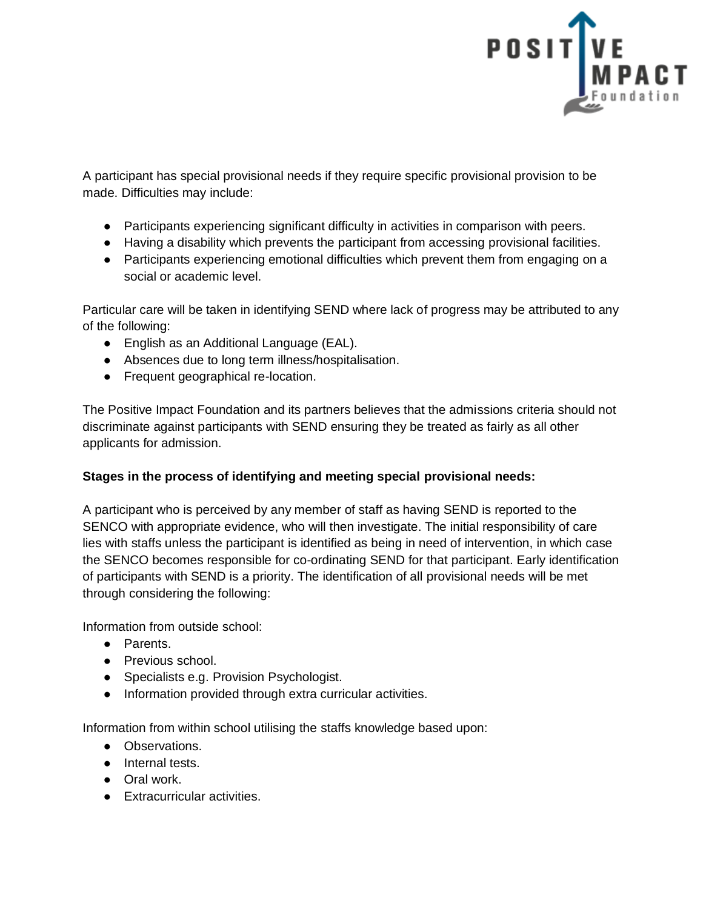A participant has special provisional needs if they require specific provisional provision to be made. Difficulties may include:

- Participants experiencing significant difficulty in activities in comparison with peers.
- Having a disability which prevents the participant from accessing provisional facilities.
- Participants experiencing emotional difficulties which prevent them from engaging on a social or academic level.

Particular care will be taken in identifying SEND where lack of progress may be attributed to any of the following:

- English as an Additional Language (EAL).
- Absences due to long term illness/hospitalisation.
- Frequent geographical re-location.

The Positive Impact Foundation and its partners believes that the admissions criteria should not discriminate against participants with SEND ensuring they be treated as fairly as all other applicants for admission.

**Stages in the process of identifying and meeting special provisional needs:**

A participant who is perceived by any member of staff as having SEND is reported to the SENCO with appropriate evidence, who will then investigate. The initial responsibility of care lies with staffs unless the participant is identified as being in need of intervention, in which case the SENCO becomes responsible for co-ordinating SEND for that participant. Early identification of participants with SEND is a priority. The identification of all provisional needs will be met through considering the following:

Information from outside school:

- Parents.
- Previous school.
- Specialists e.g. Provision Psychologist.
- Information provided through extra curricular activities.

Information from within school utilising the staffs knowledge based upon:

- Observations.
- Internal tests.
- Oral work.
- Extracurricular activities.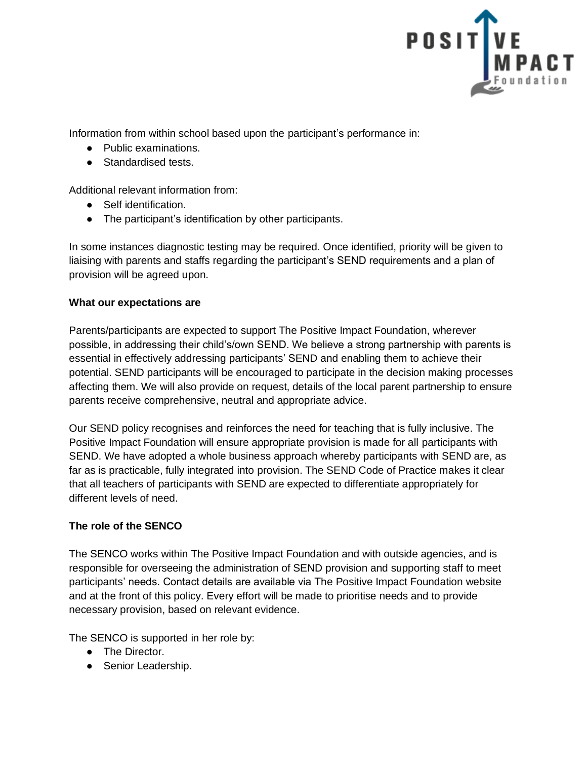Information from within school based upon the participant's performance in:

- Public examinations.
- Standardised tests.

Additional relevant information from:

- Self identification.
- The participant's identification by other participants.

In some instances diagnostic testing may be required. Once identified, priority will be given to liaising with parents and staffs regarding the participant's SEND requirements and a plan of provision will be agreed upon.

**What our expectations are**

Parents/participants are expected to support The Positive Impact Foundation, wherever possible, in addressing their child's/own SEND. We believe a strong partnership with parents is essential in effectively addressing participants' SEND and enabling them to achieve their potential. SEND participants will be encouraged to participate in the decision making processes affecting them. We will also provide on request, details of the local parent partnership to ensure parents receive comprehensive, neutral and appropriate advice.

Our SEND policy recognises and reinforces the need for teaching that is fully inclusive. The Positive Impact Foundation will ensure appropriate provision is made for all participants with SEND. We have adopted a whole business approach whereby participants with SEND are, as far as is practicable, fully integrated into provision. The SEND Code of Practice makes it clear that all teachers of participants with SEND are expected to differentiate appropriately for different levels of need.

**The role of the SENCO**

The SENCO works within The Positive Impact Foundation and with outside agencies, and is responsible for overseeing the administration of SEND provision and supporting staff to meet participants' needs. Contact details are available via The Positive Impact Foundation website and at the front of this policy. Every effort will be made to prioritise needs and to provide necessary provision, based on relevant evidence.

The SENCO is supported in her role by:

- The Director.
- Senior Leadership.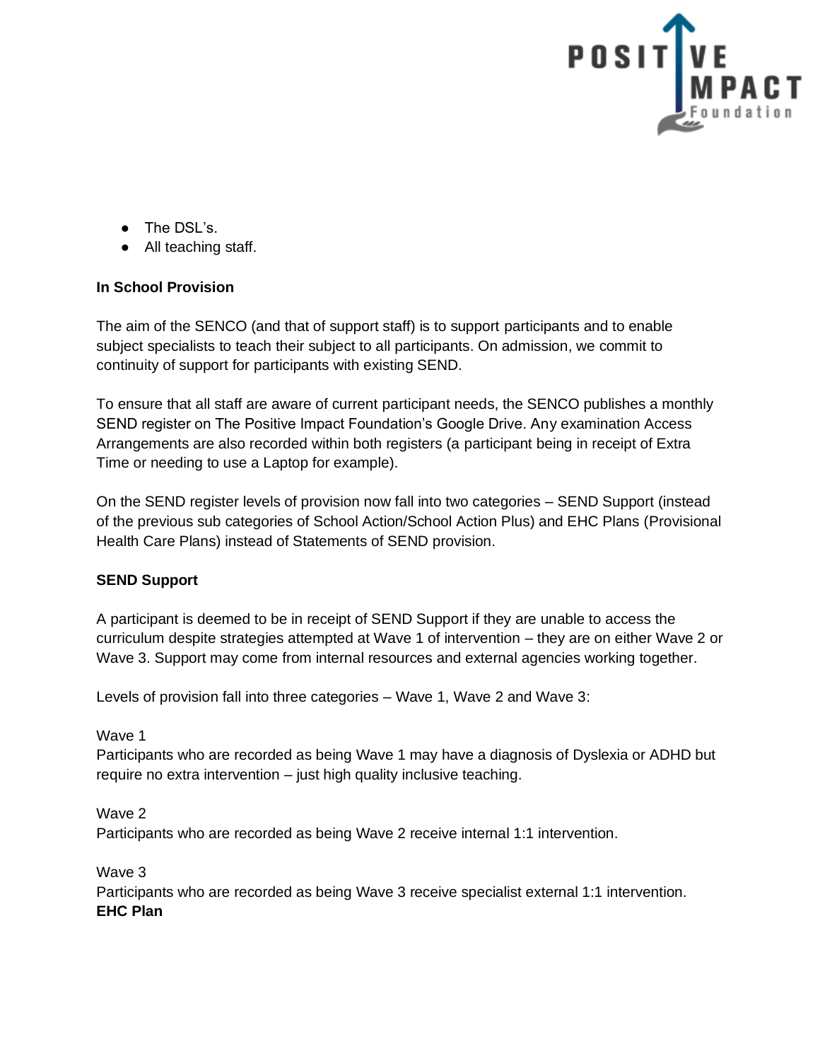- The DSL's.
- All teaching staff.

**In School Provision**

The aim of the SENCO (and that of support staff) is to support participants and to enable subject specialists to teach their subject to all participants. On admission, we commit to continuity of support for participants with existing SEND.

To ensure that all staff are aware of current participant needs, the SENCO publishes a monthly SEND register on The Positive Impact Foundation's Google Drive. Any examination Access Arrangements are also recorded within both registers (a participant being in receipt of Extra Time or needing to use a Laptop for example).

On the SEND register levels of provision now fall into two categories – SEND Support (instead of the previous sub categories of School Action/School Action Plus) and EHC Plans (Provisional Health Care Plans) instead of Statements of SEND provision.

**SEND Support**

A participant is deemed to be in receipt of SEND Support if they are unable to access the curriculum despite strategies attempted at Wave 1 of intervention – they are on either Wave 2 or Wave 3. Support may come from internal resources and external agencies working together.

Levels of provision fall into three categories – Wave 1, Wave 2 and Wave 3:

Wave 1
Participants who are recorded as being Wave 1 may have a diagnosis of Dyslexia or ADHD but require no extra intervention – just high quality inclusive teaching.

Wave 2
Participants who are recorded as being Wave 2 receive internal 1:1 intervention.

Wave 3
Participants who are recorded as being Wave 3 receive specialist external 1:1 intervention.

**EHC Plan**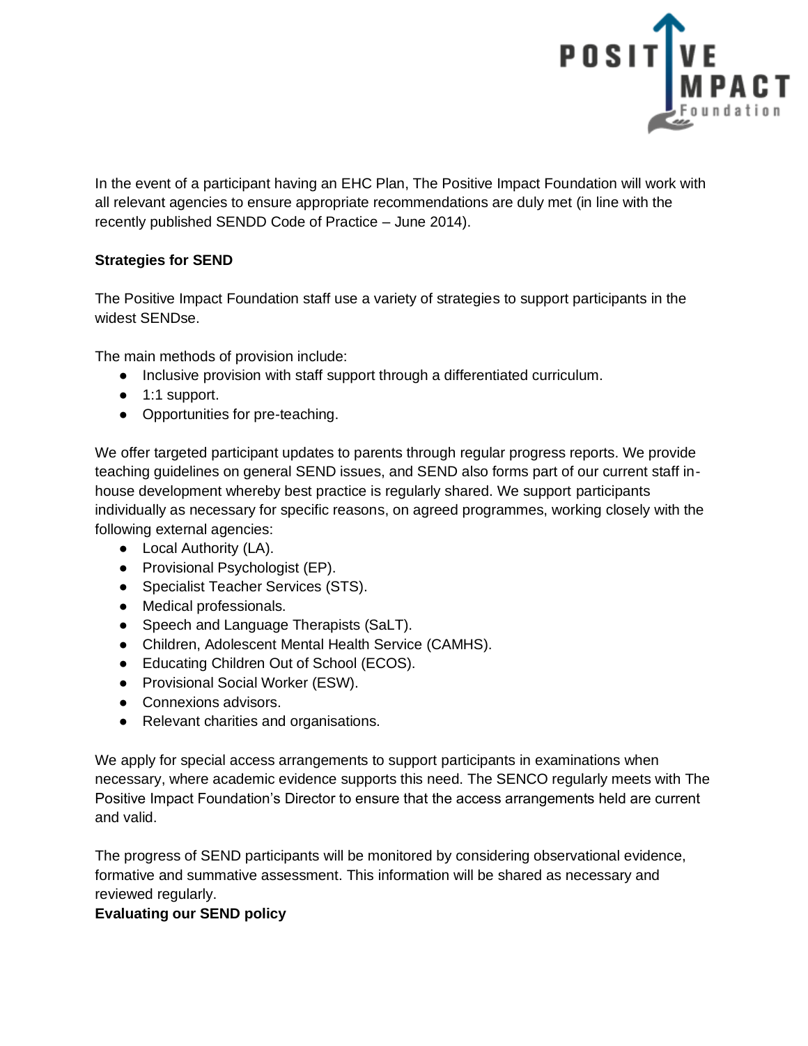In the event of a participant having an EHC Plan, The Positive Impact Foundation will work with all relevant agencies to ensure appropriate recommendations are duly met (in line with the recently published SENDD Code of Practice – June 2014).

**Strategies for SEND**

The Positive Impact Foundation staff use a variety of strategies to support participants in the widest SENDse.

The main methods of provision include:

- Inclusive provision with staff support through a differentiated curriculum.
- 1:1 support.
- Opportunities for pre-teaching.

We offer targeted participant updates to parents through regular progress reports. We provide teaching guidelines on general SEND issues, and SEND also forms part of our current staff in-house development whereby best practice is regularly shared. We support participants individually as necessary for specific reasons, on agreed programmes, working closely with the following external agencies:

- Local Authority (LA).
- Provisional Psychologist (EP).
- Specialist Teacher Services (STS).
- Medical professionals.
- Speech and Language Therapists (SaLT).
- Children, Adolescent Mental Health Service (CAMHS).
- Educating Children Out of School (ECOS).
- Provisional Social Worker (ESW).
- Connexions advisors.
- Relevant charities and organisations.

We apply for special access arrangements to support participants in examinations when necessary, where academic evidence supports this need. The SENCO regularly meets with The Positive Impact Foundation's Director to ensure that the access arrangements held are current and valid.

The progress of SEND participants will be monitored by considering observational evidence, formative and summative assessment. This information will be shared as necessary and reviewed regularly.

**Evaluating our SEND policy**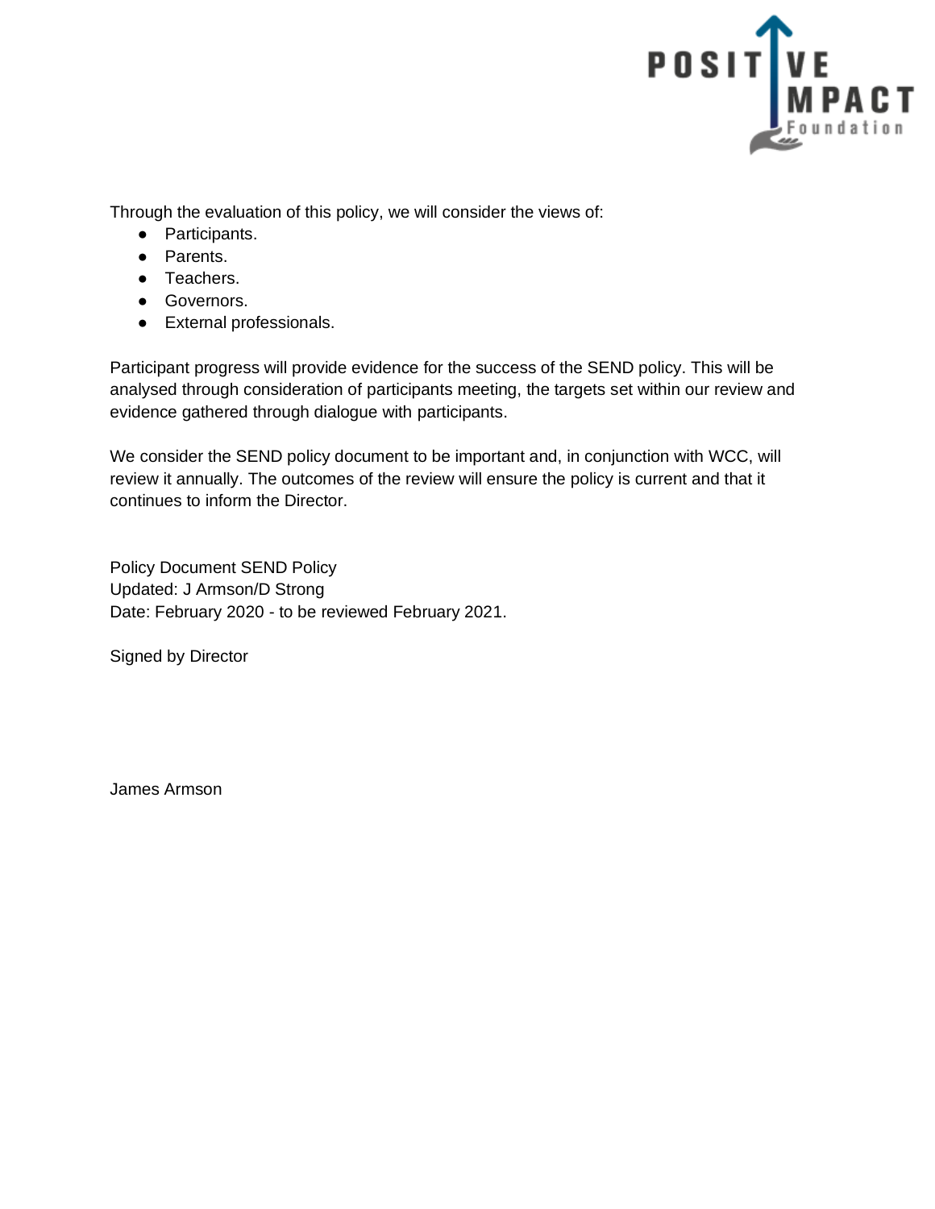Through the evaluation of this policy, we will consider the views of:

- Participants.
- Parents.
- Teachers.
- Governors.
- External professionals.

Participant progress will provide evidence for the success of the SEND policy. This will be analysed through consideration of participants meeting, the targets set within our review and evidence gathered through dialogue with participants.

We consider the SEND policy document to be important and, in conjunction with WCC, will review it annually. The outcomes of the review will ensure the policy is current and that it continues to inform the Director.

Policy Document SEND Policy
Updated: J Armson/D Strong
Date: February 2020 - to be reviewed February 2021.

Signed by Director

James Armson